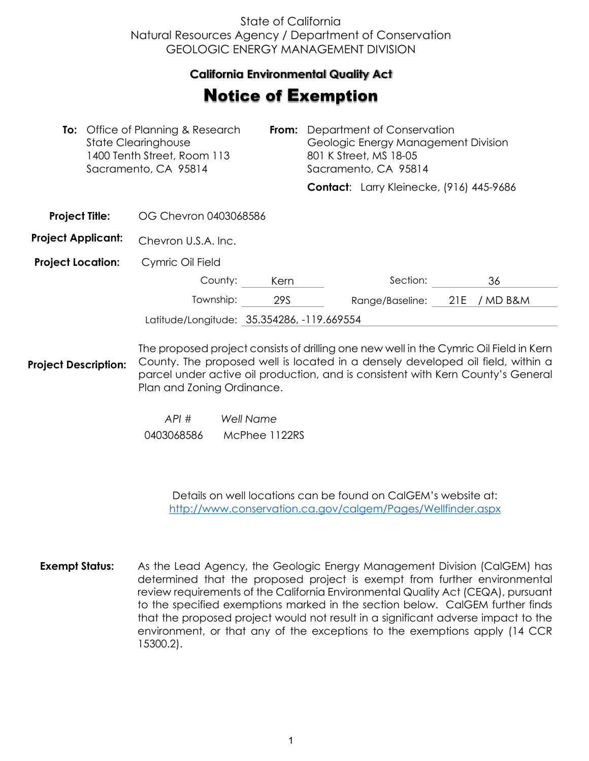State of California
Natural Resources Agency / Department of Conservation
GEOLOGIC ENERGY MANAGEMENT DIVISION

## California Environmental Quality Act

# Notice of Exemption

**To:** Office of Planning & Research
State Clearinghouse
1400 Tenth Street, Room 113
Sacramento, CA 95814

**From:** Department of Conservation
Geologic Energy Management Division
801 K Street, MS 18-05
Sacramento, CA 95814

**Contact**: Larry Kleinecke, (916) 445-9686

**Project Title:** OG Chevron 0403068586

**Project Applicant:** Chevron U.S.A. Inc.

**Project Location:** Cymric Oil Field

County: Kern
Section: 36
Township: 29S
Range/Baseline: 21E / MD B&M
Latitude/Longitude: 35.354286, -119.669554

**Project Description:** The proposed project consists of drilling one new well in the Cymric Oil Field in Kern County. The proposed well is located in a densely developed oil field, within a parcel under active oil production, and is consistent with Kern County's General Plan and Zoning Ordinance.

| *API #* | *Well Name* |
| --- | --- |
| 0403068586 | McPhee 1122RS |

Details on well locations can be found on CalGEM's website at:
http://www.conservation.ca.gov/calgem/Pages/Wellfinder.aspx

**Exempt Status:** As the Lead Agency, the Geologic Energy Management Division (CalGEM) has determined that the proposed project is exempt from further environmental review requirements of the California Environmental Quality Act (CEQA), pursuant to the specified exemptions marked in the section below. CalGEM further finds that the proposed project would not result in a significant adverse impact to the environment, or that any of the exceptions to the exemptions apply (14 CCR 15300.2).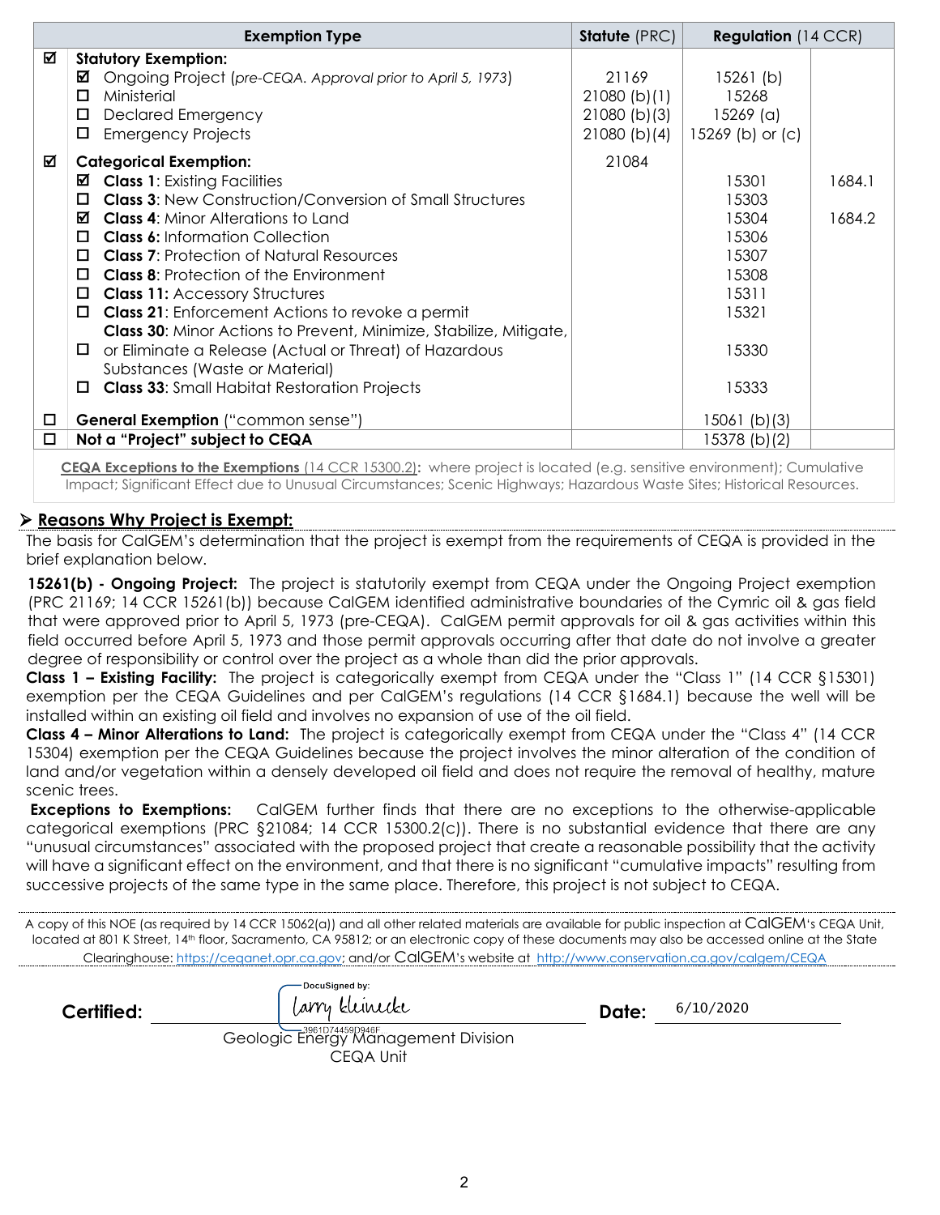| | Exemption Type | Statute (PRC) | Regulation (14 CCR) | |
|---|---|---|---|---|
| ☑ | **Statutory Exemption:** | | | |
| | ☑ Ongoing Project (*pre-CEQA. Approval prior to April 5, 1973*) | 21169 | 15261 (b) | |
| | ☐ Ministerial | 21080 (b)(1) | 15268 | |
| | ☐ Declared Emergency | 21080 (b)(3) | 15269 (a) | |
| | ☐ Emergency Projects | 21080 (b)(4) | 15269 (b) or (c) | |
| ☑ | **Categorical Exemption:** | 21084 | | |
| | ☑ **Class 1**: Existing Facilities | | 15301 | 1684.1 |
| | ☐ **Class 3**: New Construction/Conversion of Small Structures | | 15303 | |
| | ☑ **Class 4**: Minor Alterations to Land | | 15304 | 1684.2 |
| | ☐ **Class 6:** Information Collection | | 15306 | |
| | ☐ **Class 7**: Protection of Natural Resources | | 15307 | |
| | ☐ **Class 8**: Protection of the Environment | | 15308 | |
| | ☐ **Class 11:** Accessory Structures | | 15311 | |
| | ☐ **Class 21**: Enforcement Actions to revoke a permit | | 15321 | |
| | ☐ **Class 30**: Minor Actions to Prevent, Minimize, Stabilize, Mitigate, or Eliminate a Release (Actual or Threat) of Hazardous Substances (Waste or Material) | | 15330 | |
| | ☐ **Class 33**: Small Habitat Restoration Projects | | 15333 | |
| ☐ | **General Exemption** ("common sense") | | 15061 (b)(3) | |
| ☐ | **Not a "Project" subject to CEQA** | | 15378 (b)(2) | |

**CEQA Exceptions to the Exemptions** (14 CCR 15300.2)**:** where project is located (e.g. sensitive environment); Cumulative Impact; Significant Effect due to Unusual Circumstances; Scenic Highways; Hazardous Waste Sites; Historical Resources.

## ➢ Reasons Why Project is Exempt:

The basis for CalGEM's determination that the project is exempt from the requirements of CEQA is provided in the brief explanation below.

**15261(b) - Ongoing Project:** The project is statutorily exempt from CEQA under the Ongoing Project exemption (PRC 21169; 14 CCR 15261(b)) because CalGEM identified administrative boundaries of the Cymric oil & gas field that were approved prior to April 5, 1973 (pre-CEQA). CalGEM permit approvals for oil & gas activities within this field occurred before April 5, 1973 and those permit approvals occurring after that date do not involve a greater degree of responsibility or control over the project as a whole than did the prior approvals.

**Class 1 – Existing Facility:** The project is categorically exempt from CEQA under the "Class 1" (14 CCR §15301) exemption per the CEQA Guidelines and per CalGEM's regulations (14 CCR §1684.1) because the well will be installed within an existing oil field and involves no expansion of use of the oil field.

**Class 4 – Minor Alterations to Land:** The project is categorically exempt from CEQA under the "Class 4" (14 CCR 15304) exemption per the CEQA Guidelines because the project involves the minor alteration of the condition of land and/or vegetation within a densely developed oil field and does not require the removal of healthy, mature scenic trees.

**Exceptions to Exemptions:** CalGEM further finds that there are no exceptions to the otherwise-applicable categorical exemptions (PRC §21084; 14 CCR 15300.2(c)). There is no substantial evidence that there are any "unusual circumstances" associated with the proposed project that create a reasonable possibility that the activity will have a significant effect on the environment, and that there is no significant "cumulative impacts" resulting from successive projects of the same type in the same place. Therefore, this project is not subject to CEQA.

A copy of this NOE (as required by 14 CCR 15062(a)) and all other related materials are available for public inspection at CalGEM's CEQA Unit, located at 801 K Street, 14th floor, Sacramento, CA 95812; or an electronic copy of these documents may also be accessed online at the State Clearinghouse: https://ceqanet.opr.ca.gov; and/or CalGEM's website at http://www.conservation.ca.gov/calgem/CEQA

**Certified:** DocuSigned by: Larry Kleinecke 3961D74459D946F
Geologic Energy Management Division
CEQA Unit

**Date:** 6/10/2020